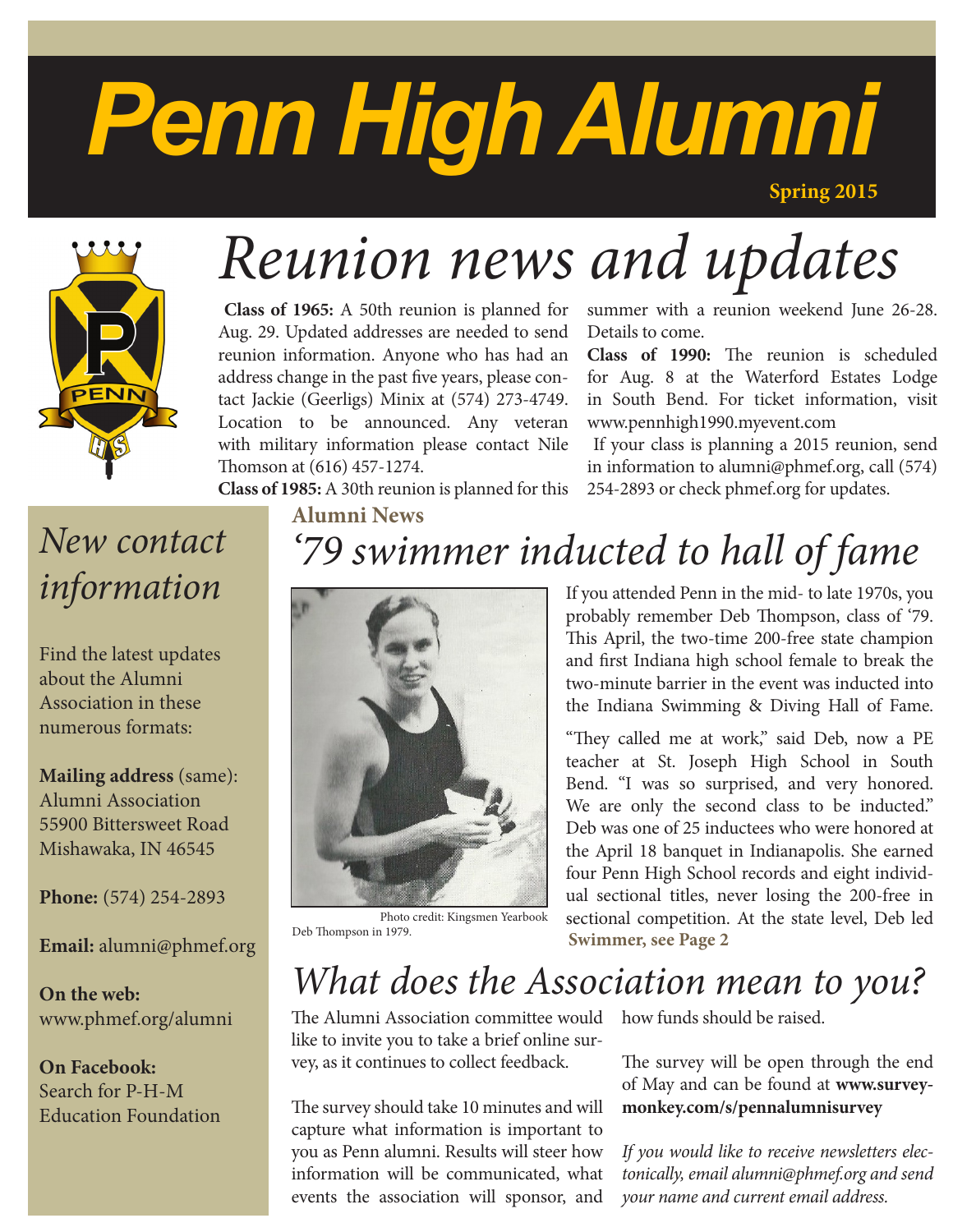# Penn High Alumni

**Spring 2015**

## Reunion news and updates

**Class of 1965:** A 50th reunion is planned for Aug. 29. Updated addresses are needed to send reunion information. Anyone who has had an address change in the past five years, please contact Jackie (Geerligs) Minix at (574) 273-4749. Location to be announced. Any veteran with military information please contact Nile Thomson at (616) 457-1274.

**Class of 1985:** A 30th reunion is planned for this summer with a reunion weekend June 26-28. Details to come.

**Class of 1990:** The reunion is scheduled for Aug. 8 at the Waterford Estates Lodge in South Bend. For ticket information, visit www.pennhigh1990.myevent.com

If your class is planning a 2015 reunion, send in information to alumni@phmef.org, call (574) 254-2893 or check phmef.org for updates.

## New contact information

Find the latest updates about the Alumni Association in these numerous formats:

**Mailing address** (same):
Alumni Association
55900 Bittersweet Road
Mishawaka, IN 46545

**Phone:** (574) 254-2893

**Email:** alumni@phmef.org

**On the web:**
www.phmef.org/alumni

**On Facebook:**
Search for P-H-M Education Foundation

**Alumni News**

## '79 swimmer inducted to hall of fame

Photo credit: Kingsmen Yearbook

Deb Thompson in 1979.

If you attended Penn in the mid- to late 1970s, you probably remember Deb Thompson, class of '79. This April, the two-time 200-free state champion and first Indiana high school female to break the two-minute barrier in the event was inducted into the Indiana Swimming & Diving Hall of Fame.

"They called me at work," said Deb, now a PE teacher at St. Joseph High School in South Bend. "I was so surprised, and very honored. We are only the second class to be inducted." Deb was one of 25 inductees who were honored at the April 18 banquet in Indianapolis. She earned four Penn High School records and eight individual sectional titles, never losing the 200-free in sectional competition. At the state level, Deb led

**Swimmer, see Page 2**

## What does the Association mean to you?

The Alumni Association committee would like to invite you to take a brief online survey, as it continues to collect feedback.

The survey should take 10 minutes and will capture what information is important to you as Penn alumni. Results will steer how information will be communicated, what events the association will sponsor, and how funds should be raised.

The survey will be open through the end of May and can be found at **www.surveymonkey.com/s/pennalumnisurvey**

*If you would like to receive newsletters electonically, email alumni@phmef.org and send your name and current email address.*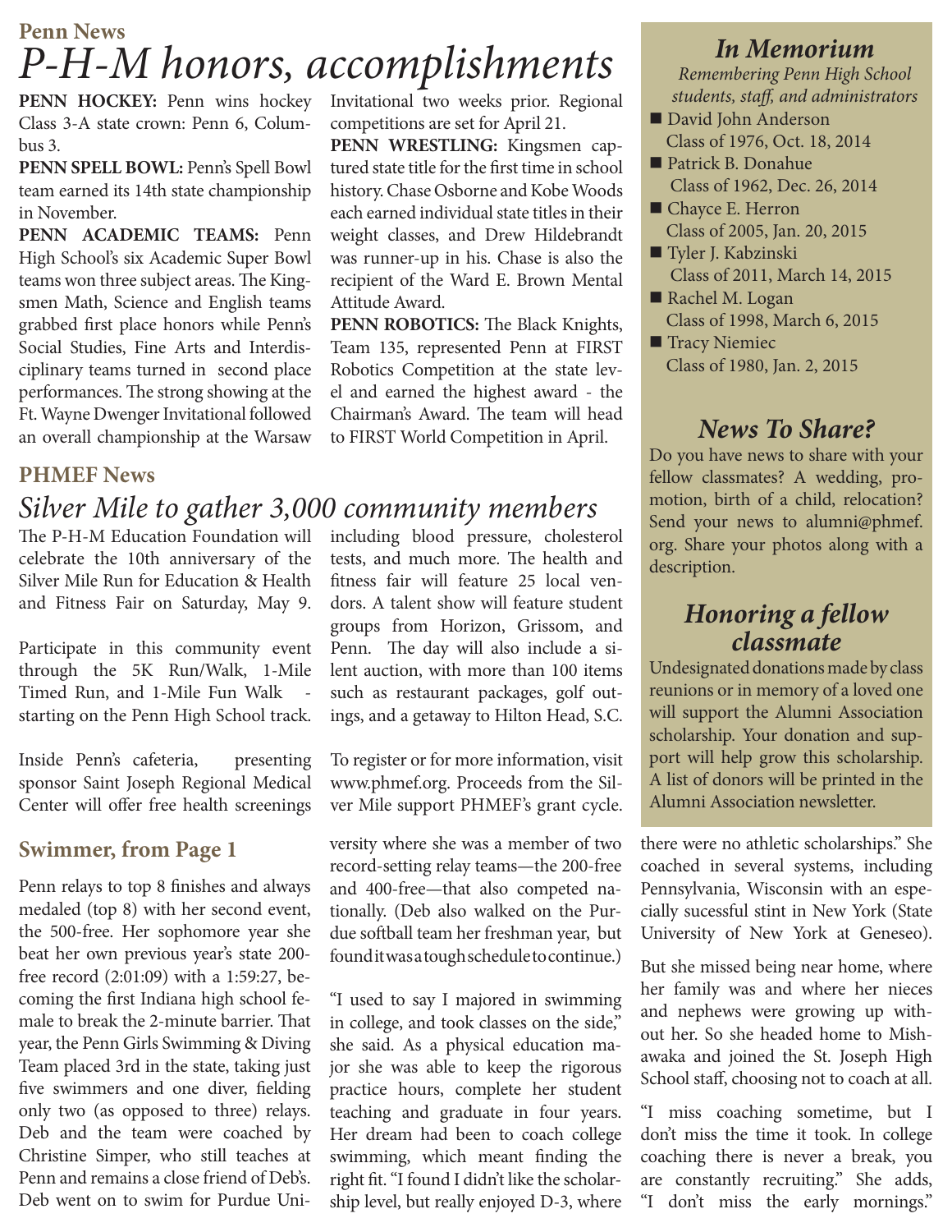Penn News

# P-H-M honors, accomplishments

**PENN HOCKEY:** Penn wins hockey Class 3-A state crown: Penn 6, Columbus 3.

**PENN SPELL BOWL:** Penn's Spell Bowl team earned its 14th state championship in November.

**PENN ACADEMIC TEAMS:** Penn High School's six Academic Super Bowl teams won three subject areas. The Kingsmen Math, Science and English teams grabbed first place honors while Penn's Social Studies, Fine Arts and Interdisciplinary teams turned in second place performances. The strong showing at the Ft. Wayne Dwenger Invitational followed an overall championship at the Warsaw Invitational two weeks prior. Regional competitions are set for April 21.

**PENN WRESTLING:** Kingsmen captured state title for the first time in school history. Chase Osborne and Kobe Woods each earned individual state titles in their weight classes, and Drew Hildebrandt was runner-up in his. Chase is also the recipient of the Ward E. Brown Mental Attitude Award.

**PENN ROBOTICS:** The Black Knights, Team 135, represented Penn at FIRST Robotics Competition at the state level and earned the highest award - the Chairman's Award. The team will head to FIRST World Competition in April.

PHMEF News

# Silver Mile to gather 3,000 community members

The P-H-M Education Foundation will celebrate the 10th anniversary of the Silver Mile Run for Education & Health and Fitness Fair on Saturday, May 9.

Participate in this community event through the 5K Run/Walk, 1-Mile Timed Run, and 1-Mile Fun Walk - starting on the Penn High School track.

Inside Penn's cafeteria, presenting sponsor Saint Joseph Regional Medical Center will offer free health screenings including blood pressure, cholesterol tests, and much more. The health and fitness fair will feature 25 local vendors. A talent show will feature student groups from Horizon, Grissom, and Penn. The day will also include a silent auction, with more than 100 items such as restaurant packages, golf outings, and a getaway to Hilton Head, S.C.

To register or for more information, visit www.phmef.org. Proceeds from the Silver Mile support PHMEF's grant cycle.

## Swimmer, from Page 1

Penn relays to top 8 finishes and always medaled (top 8) with her second event, the 500-free. Her sophomore year she beat her own previous year's state 200-free record (2:01:09) with a 1:59:27, becoming the first Indiana high school female to break the 2-minute barrier. That year, the Penn Girls Swimming & Diving Team placed 3rd in the state, taking just five swimmers and one diver, fielding only two (as opposed to three) relays. Deb and the team were coached by Christine Simper, who still teaches at Penn and remains a close friend of Deb's. Deb went on to swim for Purdue University where she was a member of two record-setting relay teams—the 200-free and 400-free—that also competed nationally. (Deb also walked on the Purdue softball team her freshman year, but found it was a tough schedule to continue.)

"I used to say I majored in swimming in college, and took classes on the side," she said. As a physical education major she was able to keep the rigorous practice hours, complete her student teaching and graduate in four years. Her dream had been to coach college swimming, which meant finding the right fit. "I found I didn't like the scholarship level, but really enjoyed D-3, where there were no athletic scholarships." She coached in several systems, including Pennsylvania, Wisconsin with an especially sucessful stint in New York (State University of New York at Geneseo).

But she missed being near home, where her family was and where her nieces and nephews were growing up without her. So she headed home to Mishawaka and joined the St. Joseph High School staff, choosing not to coach at all.

"I miss coaching sometime, but I don't miss the time it took. In college coaching there is never a break, you are constantly recruiting." She adds, "I don't miss the early mornings."

## *In Memorium*

*Remembering Penn High School students, staff, and administrators*

- David John Anderson
  Class of 1976, Oct. 18, 2014
- Patrick B. Donahue
  Class of 1962, Dec. 26, 2014
- Chayce E. Herron
  Class of 2005, Jan. 20, 2015
- Tyler J. Kabzinski
  Class of 2011, March 14, 2015
- Rachel M. Logan
  Class of 1998, March 6, 2015
- Tracy Niemiec
  Class of 1980, Jan. 2, 2015

## *News To Share?*

Do you have news to share with your fellow classmates? A wedding, promotion, birth of a child, relocation? Send your news to alumni@phmef.org. Share your photos along with a description.

## *Honoring a fellow classmate*

Undesignated donations made by class reunions or in memory of a loved one will support the Alumni Association scholarship. Your donation and support will help grow this scholarship. A list of donors will be printed in the Alumni Association newsletter.